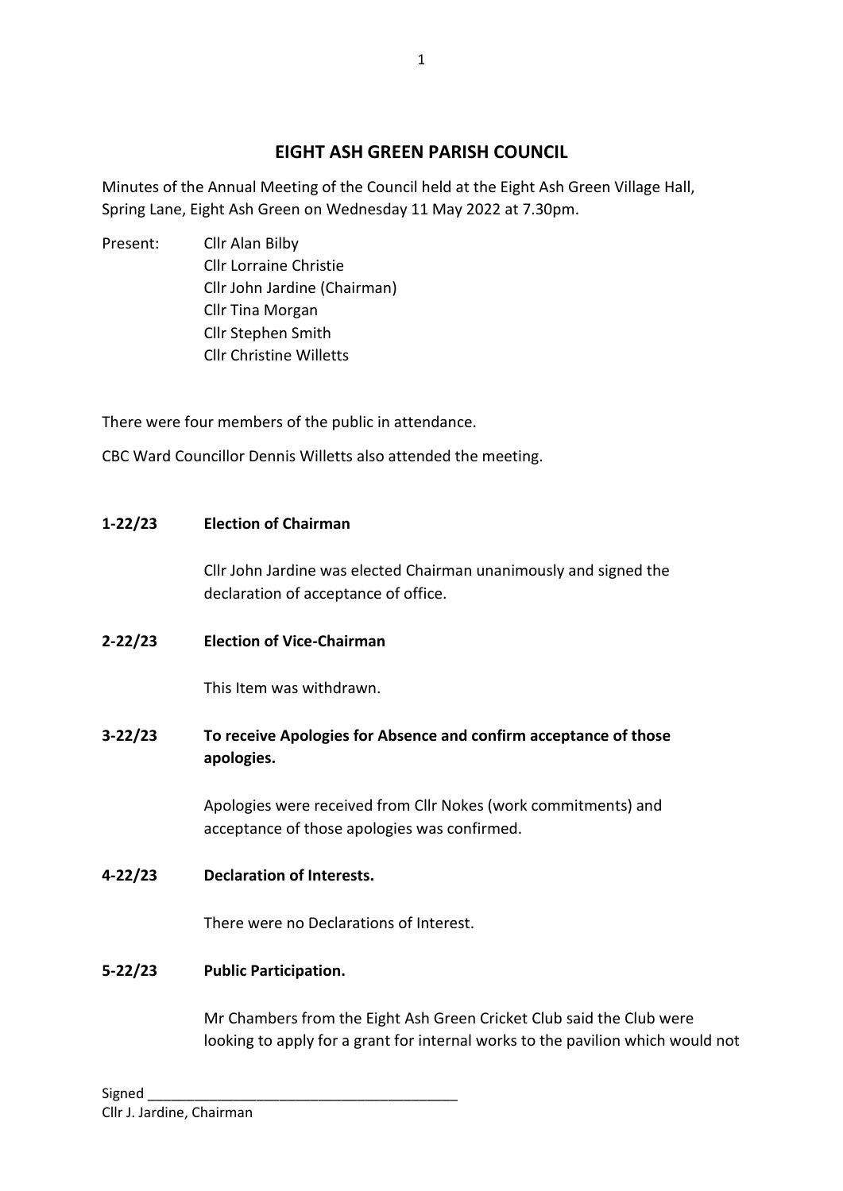# EIGHT ASH GREEN PARISH COUNCIL

Minutes of the Annual Meeting of the Council held at the Eight Ash Green Village Hall, Spring Lane, Eight Ash Green on Wednesday 11 May 2022 at 7.30pm.

Present:
- Cllr Alan Bilby
- Cllr Lorraine Christie
- Cllr John Jardine (Chairman)
- Cllr Tina Morgan
- Cllr Stephen Smith
- Cllr Christine Willetts

There were four members of the public in attendance.

CBC Ward Councillor Dennis Willetts also attended the meeting.

**1-22/23 Election of Chairman**

Cllr John Jardine was elected Chairman unanimously and signed the declaration of acceptance of office.

**2-22/23 Election of Vice-Chairman**

This Item was withdrawn.

**3-22/23 To receive Apologies for Absence and confirm acceptance of those apologies.**

Apologies were received from Cllr Nokes (work commitments) and acceptance of those apologies was confirmed.

**4-22/23 Declaration of Interests.**

There were no Declarations of Interest.

**5-22/23 Public Participation.**

Mr Chambers from the Eight Ash Green Cricket Club said the Club were looking to apply for a grant for internal works to the pavilion which would not

Signed ________________________________________
Cllr J. Jardine, Chairman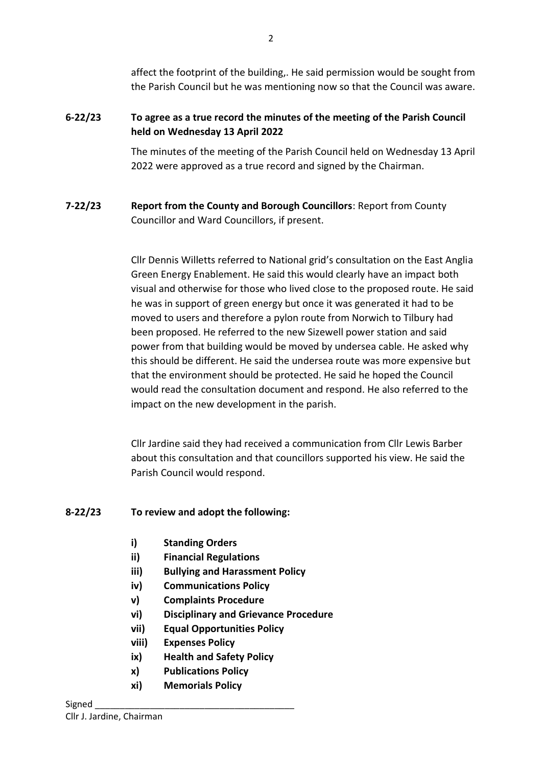affect the footprint of the building,. He said permission would be sought from the Parish Council but he was mentioning now so that the Council was aware.

**6-22/23 To agree as a true record the minutes of the meeting of the Parish Council held on Wednesday 13 April 2022**

The minutes of the meeting of the Parish Council held on Wednesday 13 April 2022 were approved as a true record and signed by the Chairman.

**7-22/23 Report from the County and Borough Councillors**: Report from County Councillor and Ward Councillors, if present.

Cllr Dennis Willetts referred to National grid's consultation on the East Anglia Green Energy Enablement. He said this would clearly have an impact both visual and otherwise for those who lived close to the proposed route. He said he was in support of green energy but once it was generated it had to be moved to users and therefore a pylon route from Norwich to Tilbury had been proposed. He referred to the new Sizewell power station and said power from that building would be moved by undersea cable. He asked why this should be different. He said the undersea route was more expensive but that the environment should be protected. He said he hoped the Council would read the consultation document and respond. He also referred to the impact on the new development in the parish.

Cllr Jardine said they had received a communication from Cllr Lewis Barber about this consultation and that councillors supported his view. He said the Parish Council would respond.

**8-22/23 To review and adopt the following:**

- **i) Standing Orders**
- **ii) Financial Regulations**
- **iii) Bullying and Harassment Policy**
- **iv) Communications Policy**
- **v) Complaints Procedure**
- **vi) Disciplinary and Grievance Procedure**
- **vii) Equal Opportunities Policy**
- **viii) Expenses Policy**
- **ix) Health and Safety Policy**
- **x) Publications Policy**
- **xi) Memorials Policy**

Signed ________________________________________
Cllr J. Jardine, Chairman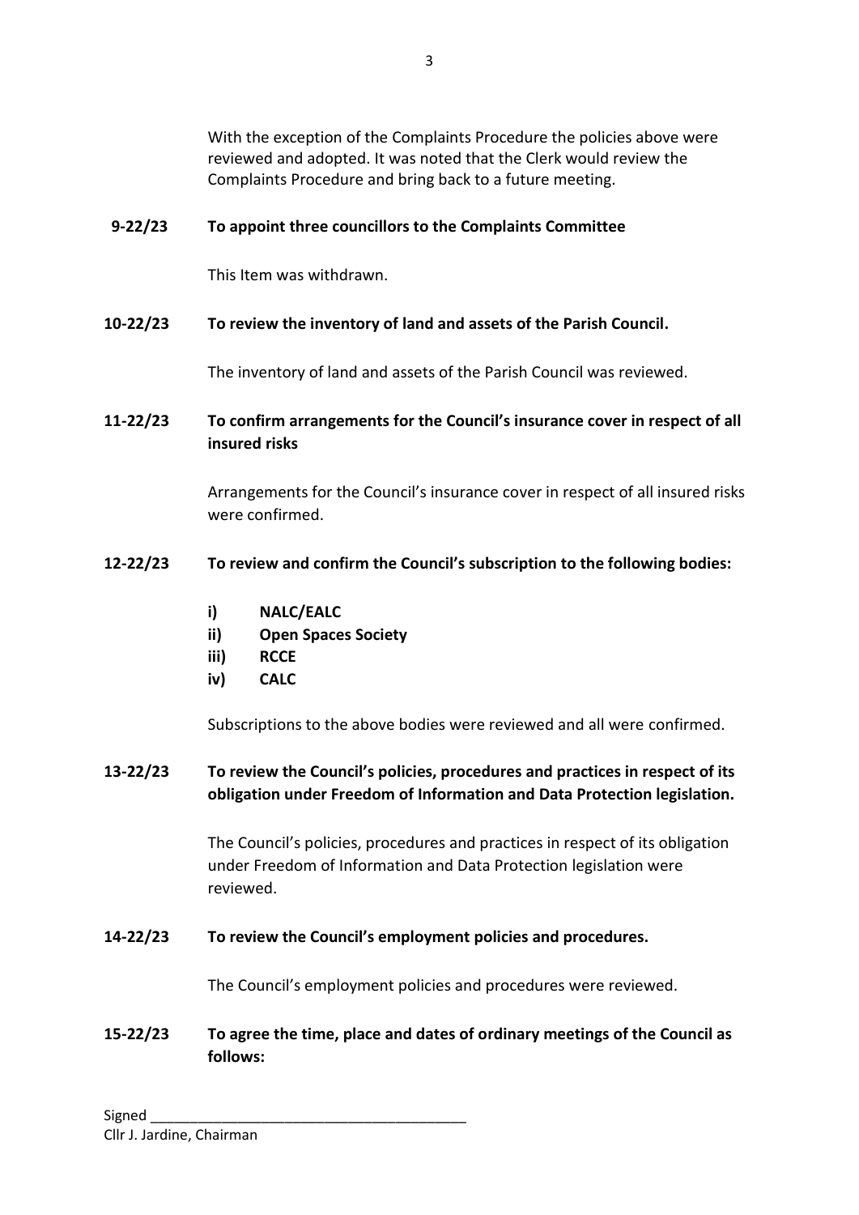With the exception of the Complaints Procedure the policies above were reviewed and adopted. It was noted that the Clerk would review the Complaints Procedure and bring back to a future meeting.

**9-22/23 To appoint three councillors to the Complaints Committee**

This Item was withdrawn.

**10-22/23 To review the inventory of land and assets of the Parish Council.**

The inventory of land and assets of the Parish Council was reviewed.

**11-22/23 To confirm arrangements for the Council's insurance cover in respect of all insured risks**

Arrangements for the Council's insurance cover in respect of all insured risks were confirmed.

**12-22/23 To review and confirm the Council's subscription to the following bodies:**

- **i) NALC/EALC**
- **ii) Open Spaces Society**
- **iii) RCCE**
- **iv) CALC**

Subscriptions to the above bodies were reviewed and all were confirmed.

**13-22/23 To review the Council's policies, procedures and practices in respect of its obligation under Freedom of Information and Data Protection legislation.**

The Council's policies, procedures and practices in respect of its obligation under Freedom of Information and Data Protection legislation were reviewed.

**14-22/23 To review the Council's employment policies and procedures.**

The Council's employment policies and procedures were reviewed.

**15-22/23 To agree the time, place and dates of ordinary meetings of the Council as follows:**

Signed \_\_\_\_\_\_\_\_\_\_\_\_\_\_\_\_\_\_\_\_\_\_\_\_\_\_\_\_\_\_\_\_\_\_\_\_\_\_\_\_
Cllr J. Jardine, Chairman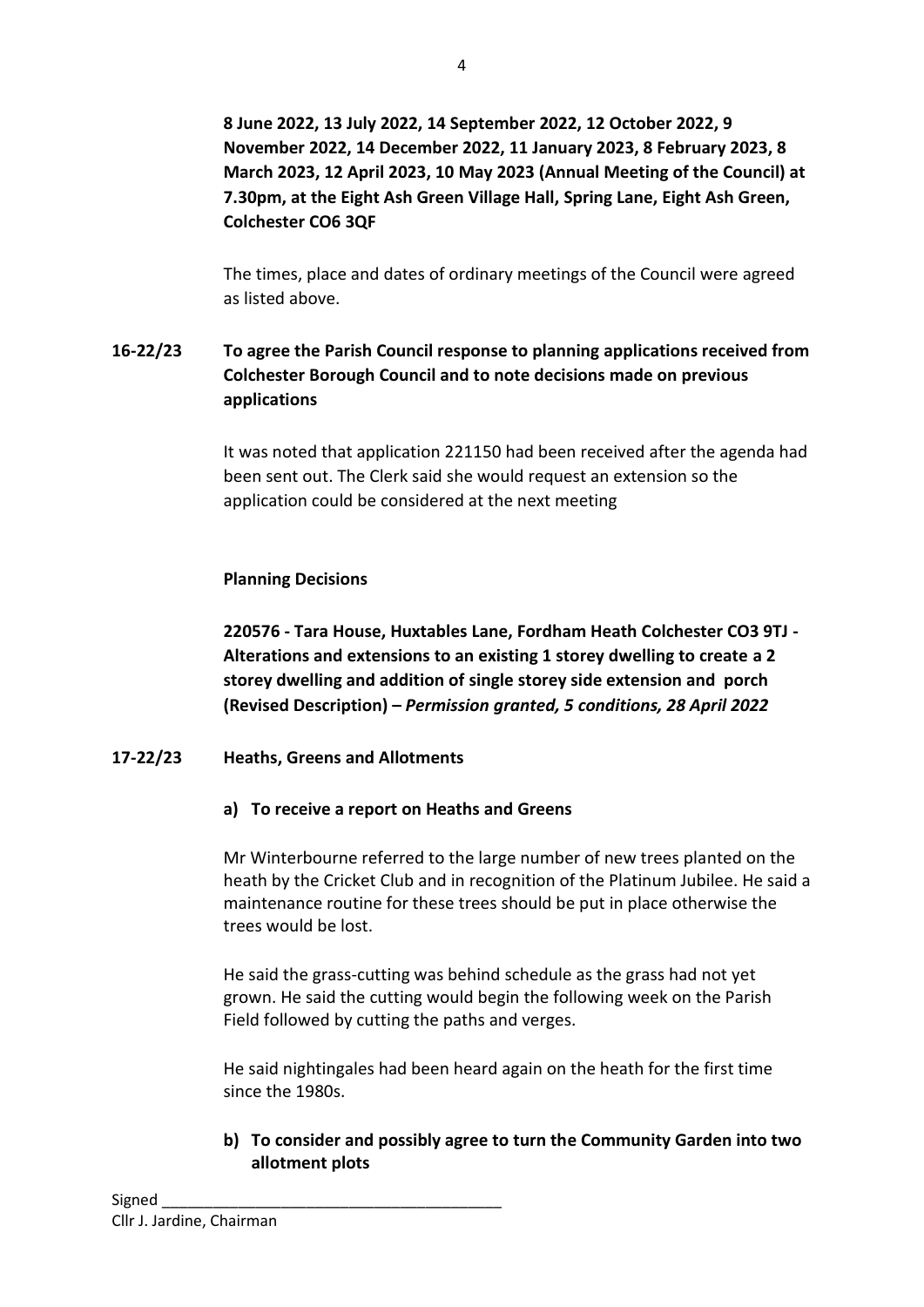**8 June 2022, 13 July 2022, 14 September 2022, 12 October 2022, 9 November 2022, 14 December 2022, 11 January 2023, 8 February 2023, 8 March 2023, 12 April 2023, 10 May 2023 (Annual Meeting of the Council) at 7.30pm, at the Eight Ash Green Village Hall, Spring Lane, Eight Ash Green, Colchester CO6 3QF**

The times, place and dates of ordinary meetings of the Council were agreed as listed above.

## 16-22/23 To agree the Parish Council response to planning applications received from Colchester Borough Council and to note decisions made on previous applications

It was noted that application 221150 had been received after the agenda had been sent out. The Clerk said she would request an extension so the application could be considered at the next meeting

**Planning Decisions**

**220576 - Tara House, Huxtables Lane, Fordham Heath Colchester CO3 9TJ - Alterations and extensions to an existing 1 storey dwelling to create a 2 storey dwelling and addition of single storey side extension and porch (Revised Description) –** ***Permission granted, 5 conditions, 28 April 2022***

## 17-22/23 Heaths, Greens and Allotments

### a) To receive a report on Heaths and Greens

Mr Winterbourne referred to the large number of new trees planted on the heath by the Cricket Club and in recognition of the Platinum Jubilee. He said a maintenance routine for these trees should be put in place otherwise the trees would be lost.

He said the grass-cutting was behind schedule as the grass had not yet grown. He said the cutting would begin the following week on the Parish Field followed by cutting the paths and verges.

He said nightingales had been heard again on the heath for the first time since the 1980s.

### b) To consider and possibly agree to turn the Community Garden into two allotment plots

Signed ________________________________________
Cllr J. Jardine, Chairman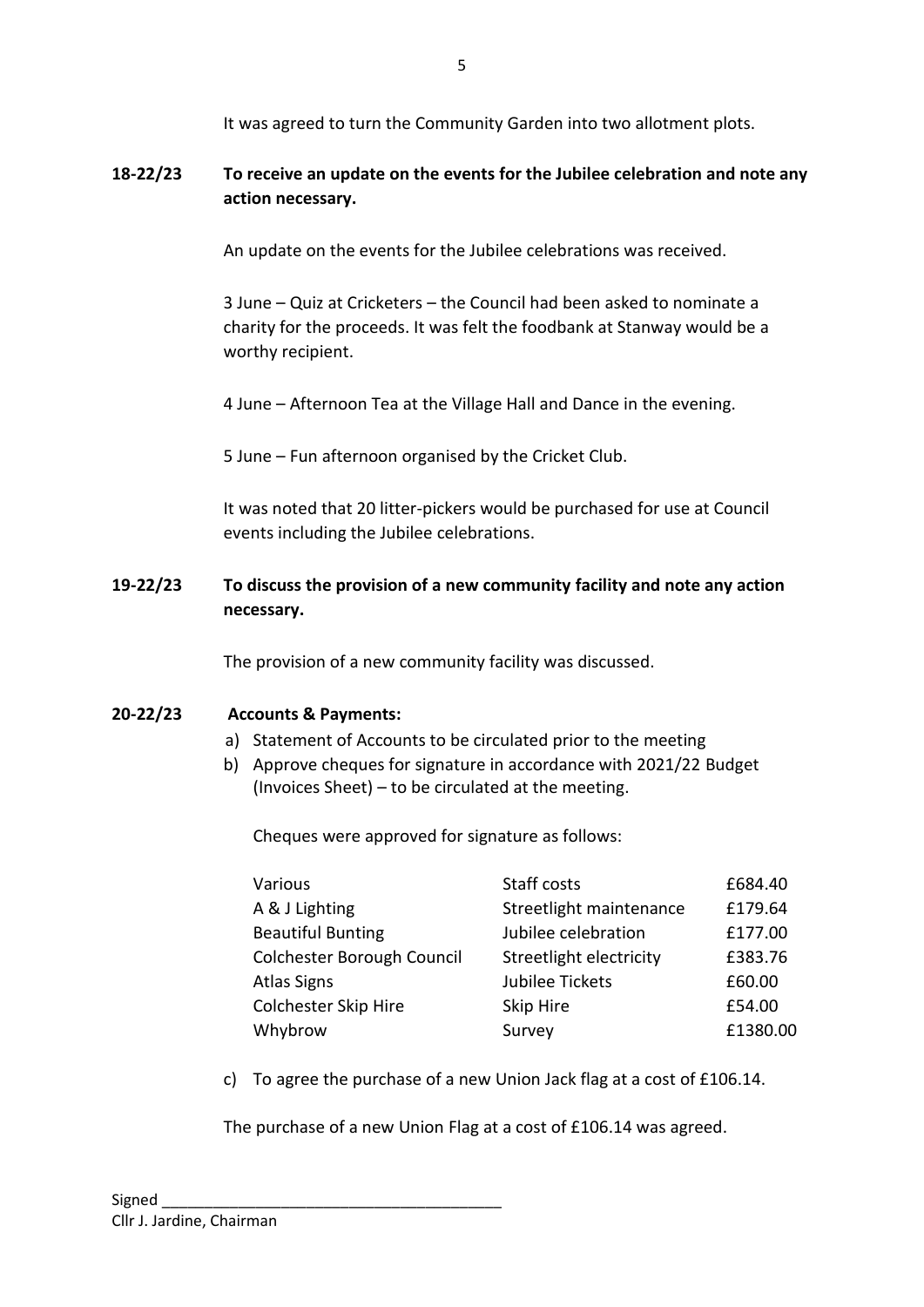It was agreed to turn the Community Garden into two allotment plots.

**18-22/23 To receive an update on the events for the Jubilee celebration and note any action necessary.**

An update on the events for the Jubilee celebrations was received.

3 June – Quiz at Cricketers – the Council had been asked to nominate a charity for the proceeds. It was felt the foodbank at Stanway would be a worthy recipient.

4 June – Afternoon Tea at the Village Hall and Dance in the evening.

5 June – Fun afternoon organised by the Cricket Club.

It was noted that 20 litter-pickers would be purchased for use at Council events including the Jubilee celebrations.

**19-22/23 To discuss the provision of a new community facility and note any action necessary.**

The provision of a new community facility was discussed.

**20-22/23 Accounts & Payments:**

a) Statement of Accounts to be circulated prior to the meeting
b) Approve cheques for signature in accordance with 2021/22 Budget (Invoices Sheet) – to be circulated at the meeting.

Cheques were approved for signature as follows:

| | | |
|---|---|---|
| Various | Staff costs | £684.40 |
| A & J Lighting | Streetlight maintenance | £179.64 |
| Beautiful Bunting | Jubilee celebration | £177.00 |
| Colchester Borough Council | Streetlight electricity | £383.76 |
| Atlas Signs | Jubilee Tickets | £60.00 |
| Colchester Skip Hire | Skip Hire | £54.00 |
| Whybrow | Survey | £1380.00 |

c) To agree the purchase of a new Union Jack flag at a cost of £106.14.

The purchase of a new Union Flag at a cost of £106.14 was agreed.

Signed ________________________________________
Cllr J. Jardine, Chairman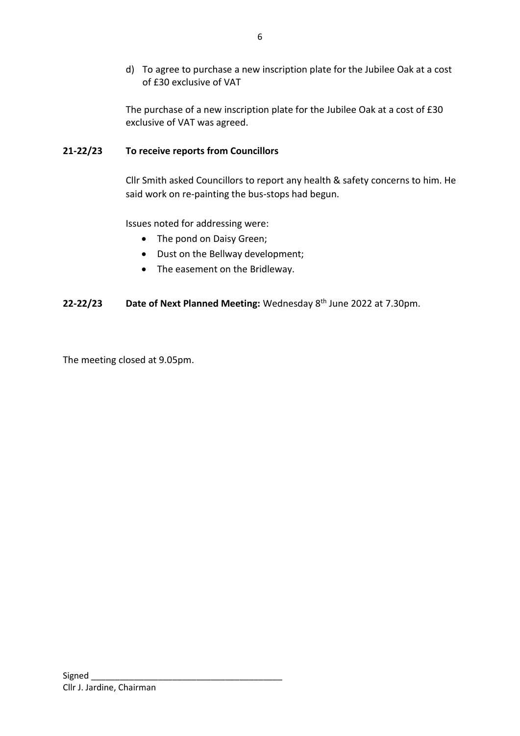d) To agree to purchase a new inscription plate for the Jubilee Oak at a cost of £30 exclusive of VAT

The purchase of a new inscription plate for the Jubilee Oak at a cost of £30 exclusive of VAT was agreed.

**21-22/23 To receive reports from Councillors**

Cllr Smith asked Councillors to report any health & safety concerns to him. He said work on re-painting the bus-stops had begun.

Issues noted for addressing were:

- The pond on Daisy Green;
- Dust on the Bellway development;
- The easement on the Bridleway.

**22-22/23 Date of Next Planned Meeting:** Wednesday 8th June 2022 at 7.30pm.

The meeting closed at 9.05pm.

Signed \_\_\_\_\_\_\_\_\_\_\_\_\_\_\_\_\_\_\_\_\_\_\_\_\_\_\_\_\_\_\_\_\_\_\_\_\_\_\_\_

Cllr J. Jardine, Chairman